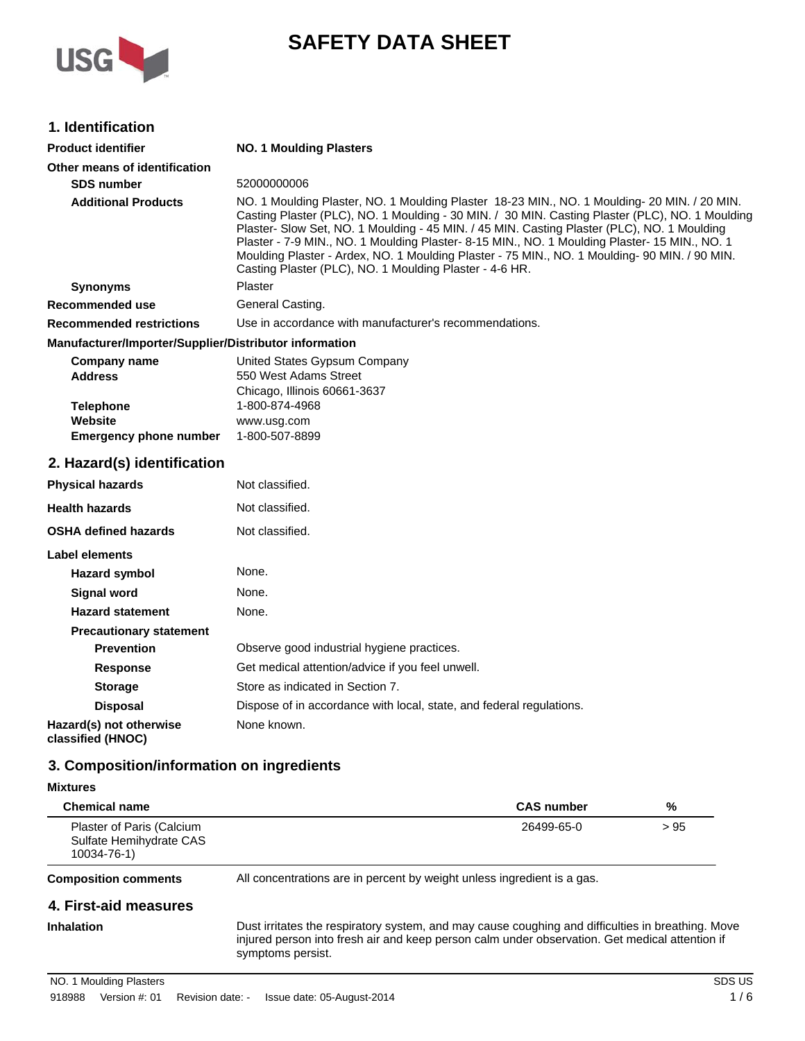# SAFETY DATA SHEET

## 1. Identification

**Product identifier** **NO. 1 Moulding Plasters**

**Other means of identification**

**SDS number** 52000000006

**Additional Products** NO. 1 Moulding Plaster, NO. 1 Moulding Plaster 18-23 MIN., NO. 1 Moulding- 20 MIN. / 20 MIN. Casting Plaster (PLC), NO. 1 Moulding - 30 MIN. / 30 MIN. Casting Plaster (PLC), NO. 1 Moulding Plaster- Slow Set, NO. 1 Moulding - 45 MIN. / 45 MIN. Casting Plaster (PLC), NO. 1 Moulding Plaster - 7-9 MIN., NO. 1 Moulding Plaster- 8-15 MIN., NO. 1 Moulding Plaster- 15 MIN., NO. 1 Moulding Plaster - Ardex, NO. 1 Moulding Plaster - 75 MIN., NO. 1 Moulding- 90 MIN. / 90 MIN. Casting Plaster (PLC), NO. 1 Moulding Plaster - 4-6 HR.

**Synonyms** Plaster

**Recommended use** General Casting.

**Recommended restrictions** Use in accordance with manufacturer's recommendations.

**Manufacturer/Importer/Supplier/Distributor information**

**Company name** United States Gypsum Company

**Address** 550 West Adams Street
Chicago, Illinois 60661-3637

**Telephone** 1-800-874-4968

**Website** www.usg.com

**Emergency phone number** 1-800-507-8899

## 2. Hazard(s) identification

**Physical hazards** Not classified.

**Health hazards** Not classified.

**OSHA defined hazards** Not classified.

**Label elements**

**Hazard symbol** None.

**Signal word** None.

**Hazard statement** None.

**Precautionary statement**

**Prevention** Observe good industrial hygiene practices.

**Response** Get medical attention/advice if you feel unwell.

**Storage** Store as indicated in Section 7.

**Disposal** Dispose of in accordance with local, state, and federal regulations.

**Hazard(s) not otherwise classified (HNOC)** None known.

## 3. Composition/information on ingredients

**Mixtures**

| Chemical name | CAS number | % |
|---|---|---|
| Plaster of Paris (Calcium Sulfate Hemihydrate CAS 10034-76-1) | 26499-65-0 | > 95 |

**Composition comments** All concentrations are in percent by weight unless ingredient is a gas.

## 4. First-aid measures

**Inhalation** Dust irritates the respiratory system, and may cause coughing and difficulties in breathing. Move injured person into fresh air and keep person calm under observation. Get medical attention if symptoms persist.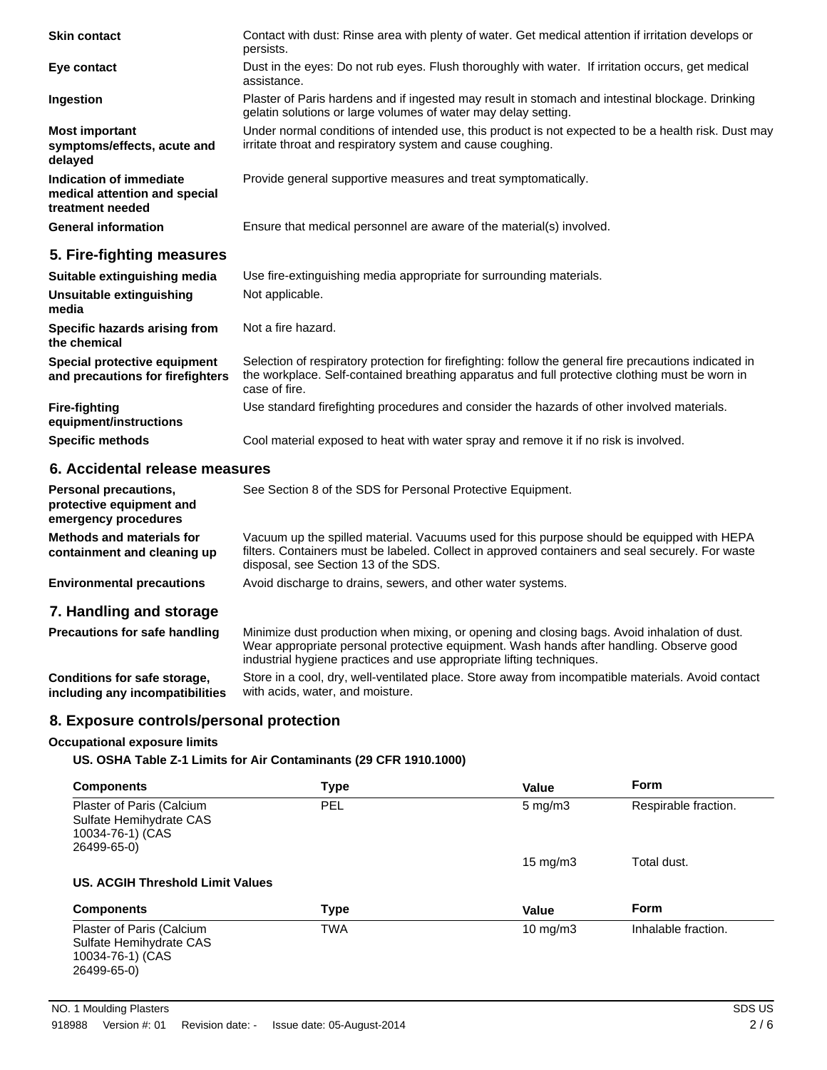| | |
|---|---|
| **Skin contact** | Contact with dust: Rinse area with plenty of water. Get medical attention if irritation develops or persists. |
| **Eye contact** | Dust in the eyes: Do not rub eyes. Flush thoroughly with water. If irritation occurs, get medical assistance. |
| **Ingestion** | Plaster of Paris hardens and if ingested may result in stomach and intestinal blockage. Drinking gelatin solutions or large volumes of water may delay setting. |
| **Most important symptoms/effects, acute and delayed** | Under normal conditions of intended use, this product is not expected to be a health risk. Dust may irritate throat and respiratory system and cause coughing. |
| **Indication of immediate medical attention and special treatment needed** | Provide general supportive measures and treat symptomatically. |
| **General information** | Ensure that medical personnel are aware of the material(s) involved. |

## 5. Fire-fighting measures

| | |
|---|---|
| **Suitable extinguishing media** | Use fire-extinguishing media appropriate for surrounding materials. |
| **Unsuitable extinguishing media** | Not applicable. |
| **Specific hazards arising from the chemical** | Not a fire hazard. |
| **Special protective equipment and precautions for firefighters** | Selection of respiratory protection for firefighting: follow the general fire precautions indicated in the workplace. Self-contained breathing apparatus and full protective clothing must be worn in case of fire. |
| **Fire-fighting equipment/instructions** | Use standard firefighting procedures and consider the hazards of other involved materials. |
| **Specific methods** | Cool material exposed to heat with water spray and remove it if no risk is involved. |

## 6. Accidental release measures

| | |
|---|---|
| **Personal precautions, protective equipment and emergency procedures** | See Section 8 of the SDS for Personal Protective Equipment. |
| **Methods and materials for containment and cleaning up** | Vacuum up the spilled material. Vacuums used for this purpose should be equipped with HEPA filters. Containers must be labeled. Collect in approved containers and seal securely. For waste disposal, see Section 13 of the SDS. |
| **Environmental precautions** | Avoid discharge to drains, sewers, and other water systems. |

## 7. Handling and storage

| | |
|---|---|
| **Precautions for safe handling** | Minimize dust production when mixing, or opening and closing bags. Avoid inhalation of dust. Wear appropriate personal protective equipment. Wash hands after handling. Observe good industrial hygiene practices and use appropriate lifting techniques. |
| **Conditions for safe storage, including any incompatibilities** | Store in a cool, dry, well-ventilated place. Store away from incompatible materials. Avoid contact with acids, water, and moisture. |

## 8. Exposure controls/personal protection

**Occupational exposure limits**

**US. OSHA Table Z-1 Limits for Air Contaminants (29 CFR 1910.1000)**

| Components | Type | Value | Form |
|---|---|---|---|
| Plaster of Paris (Calcium Sulfate Hemihydrate CAS 10034-76-1) (CAS 26499-65-0) | PEL | 5 mg/m3 | Respirable fraction. |
| | | 15 mg/m3 | Total dust. |

**US. ACGIH Threshold Limit Values**

| Components | Type | Value | Form |
|---|---|---|---|
| Plaster of Paris (Calcium Sulfate Hemihydrate CAS 10034-76-1) (CAS 26499-65-0) | TWA | 10 mg/m3 | Inhalable fraction. |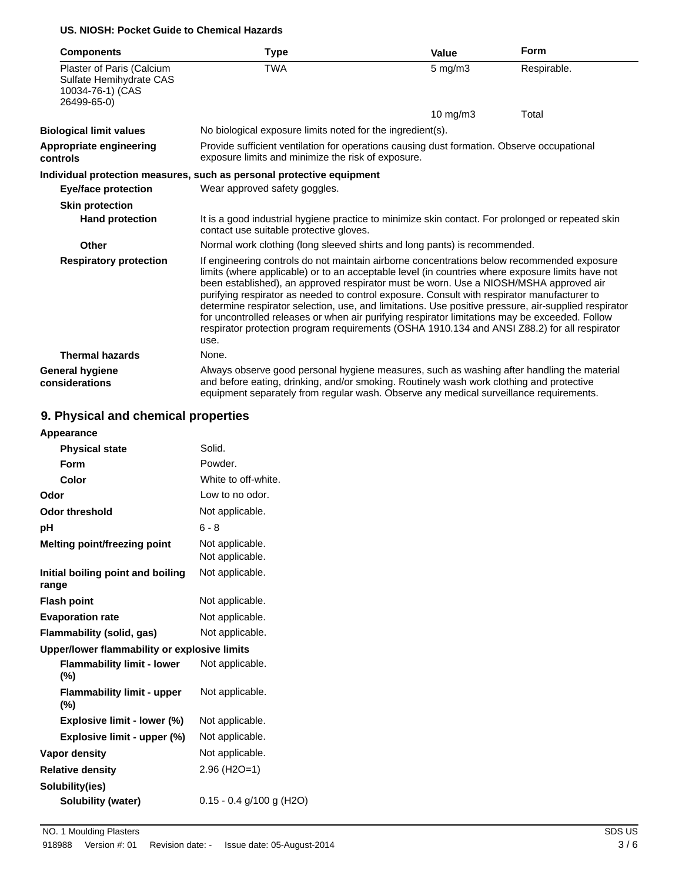**US. NIOSH: Pocket Guide to Chemical Hazards**

| Components | Type | Value | Form |
|---|---|---|---|
| Plaster of Paris (Calcium Sulfate Hemihydrate CAS 10034-76-1) (CAS 26499-65-0) | TWA | 5 mg/m3 | Respirable. |
| | | 10 mg/m3 | Total |

| | |
|---|---|
| **Biological limit values** | No biological exposure limits noted for the ingredient(s). |
| **Appropriate engineering controls** | Provide sufficient ventilation for operations causing dust formation. Observe occupational exposure limits and minimize the risk of exposure. |

**Individual protection measures, such as personal protective equipment**

| | |
|---|---|
| **Eye/face protection** | Wear approved safety goggles. |
| **Skin protection** | |
| **Hand protection** | It is a good industrial hygiene practice to minimize skin contact. For prolonged or repeated skin contact use suitable protective gloves. |
| **Other** | Normal work clothing (long sleeved shirts and long pants) is recommended. |
| **Respiratory protection** | If engineering controls do not maintain airborne concentrations below recommended exposure limits (where applicable) or to an acceptable level (in countries where exposure limits have not been established), an approved respirator must be worn. Use a NIOSH/MSHA approved air purifying respirator as needed to control exposure. Consult with respirator manufacturer to determine respirator selection, use, and limitations. Use positive pressure, air-supplied respirator for uncontrolled releases or when air purifying respirator limitations may be exceeded. Follow respirator protection program requirements (OSHA 1910.134 and ANSI Z88.2) for all respirator use. |
| **Thermal hazards** | None. |
| **General hygiene considerations** | Always observe good personal hygiene measures, such as washing after handling the material and before eating, drinking, and/or smoking. Routinely wash work clothing and protective equipment separately from regular wash. Observe any medical surveillance requirements. |

## 9. Physical and chemical properties

| | |
|---|---|
| **Appearance** | |
| **Physical state** | Solid. |
| **Form** | Powder. |
| **Color** | White to off-white. |
| **Odor** | Low to no odor. |
| **Odor threshold** | Not applicable. |
| **pH** | 6 - 8 |
| **Melting point/freezing point** | Not applicable. Not applicable. |
| **Initial boiling point and boiling range** | Not applicable. |
| **Flash point** | Not applicable. |
| **Evaporation rate** | Not applicable. |
| **Flammability (solid, gas)** | Not applicable. |
| **Upper/lower flammability or explosive limits** | |
| **Flammability limit - lower (%)** | Not applicable. |
| **Flammability limit - upper (%)** | Not applicable. |
| **Explosive limit - lower (%)** | Not applicable. |
| **Explosive limit - upper (%)** | Not applicable. |
| **Vapor density** | Not applicable. |
| **Relative density** | 2.96 (H2O=1) |
| **Solubility(ies)** | |
| **Solubility (water)** | 0.15 - 0.4 g/100 g (H2O) |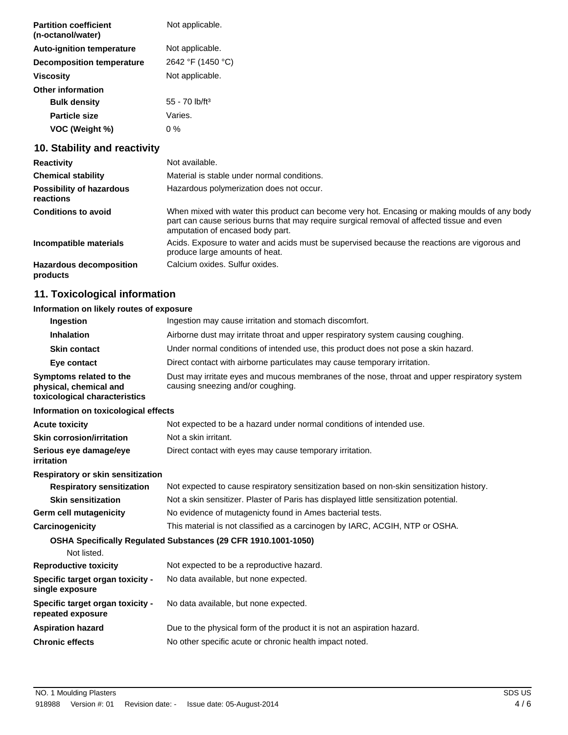| | |
|---|---|
| **Partition coefficient (n-octanol/water)** | Not applicable. |
| **Auto-ignition temperature** | Not applicable. |
| **Decomposition temperature** | 2642 °F (1450 °C) |
| **Viscosity** | Not applicable. |
| **Other information** | |
| **Bulk density** | 55 - 70 lb/ft³ |
| **Particle size** | Varies. |
| **VOC (Weight %)** | 0 % |

## 10. Stability and reactivity

| | |
|---|---|
| **Reactivity** | Not available. |
| **Chemical stability** | Material is stable under normal conditions. |
| **Possibility of hazardous reactions** | Hazardous polymerization does not occur. |
| **Conditions to avoid** | When mixed with water this product can become very hot. Encasing or making moulds of any body part can cause serious burns that may require surgical removal of affected tissue and even amputation of encased body part. |
| **Incompatible materials** | Acids. Exposure to water and acids must be supervised because the reactions are vigorous and produce large amounts of heat. |
| **Hazardous decomposition products** | Calcium oxides. Sulfur oxides. |

## 11. Toxicological information

**Information on likely routes of exposure**

| | |
|---|---|
| **Ingestion** | Ingestion may cause irritation and stomach discomfort. |
| **Inhalation** | Airborne dust may irritate throat and upper respiratory system causing coughing. |
| **Skin contact** | Under normal conditions of intended use, this product does not pose a skin hazard. |
| **Eye contact** | Direct contact with airborne particulates may cause temporary irritation. |
| **Symptoms related to the physical, chemical and toxicological characteristics** | Dust may irritate eyes and mucous membranes of the nose, throat and upper respiratory system causing sneezing and/or coughing. |

**Information on toxicological effects**

| | |
|---|---|
| **Acute toxicity** | Not expected to be a hazard under normal conditions of intended use. |
| **Skin corrosion/irritation** | Not a skin irritant. |
| **Serious eye damage/eye irritation** | Direct contact with eyes may cause temporary irritation. |
| **Respiratory or skin sensitization** | |
| **Respiratory sensitization** | Not expected to cause respiratory sensitization based on non-skin sensitization history. |
| **Skin sensitization** | Not a skin sensitizer. Plaster of Paris has displayed little sensitization potential. |
| **Germ cell mutagenicity** | No evidence of mutagenicty found in Ames bacterial tests. |
| **Carcinogenicity** | This material is not classified as a carcinogen by IARC, ACGIH, NTP or OSHA. |

**OSHA Specifically Regulated Substances (29 CFR 1910.1001-1050)**

Not listed.

| | |
|---|---|
| **Reproductive toxicity** | Not expected to be a reproductive hazard. |
| **Specific target organ toxicity - single exposure** | No data available, but none expected. |
| **Specific target organ toxicity - repeated exposure** | No data available, but none expected. |
| **Aspiration hazard** | Due to the physical form of the product it is not an aspiration hazard. |
| **Chronic effects** | No other specific acute or chronic health impact noted. |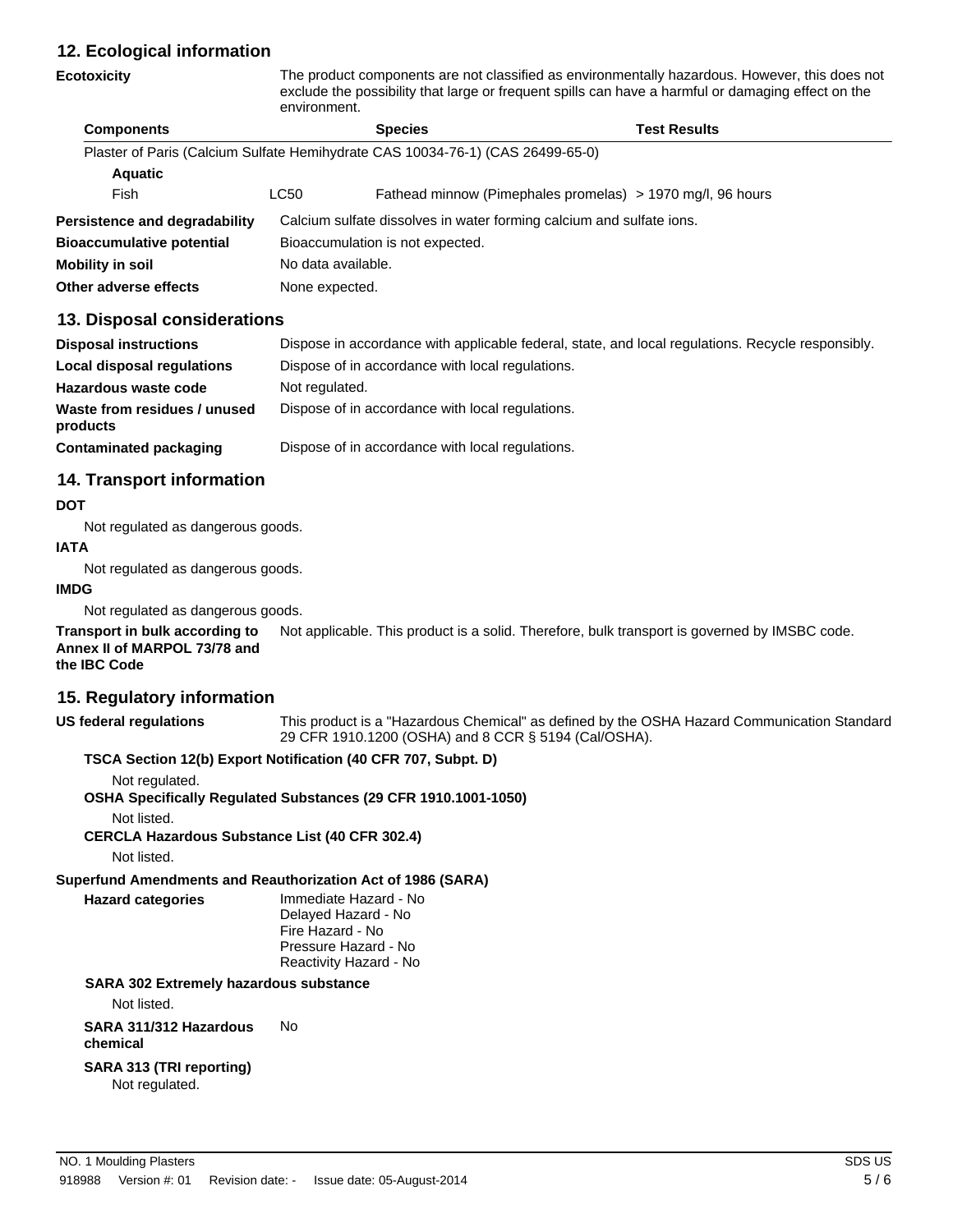## 12. Ecological information

**Ecotoxicity**

The product components are not classified as environmentally hazardous. However, this does not exclude the possibility that large or frequent spills can have a harmful or damaging effect on the environment.

| Components | | Species | Test Results |
|---|---|---|---|
| Plaster of Paris (Calcium Sulfate Hemihydrate CAS 10034-76-1) (CAS 26499-65-0) | | | |
| **Aquatic** | | | |
| Fish | LC50 | Fathead minnow (Pimephales promelas) | > 1970 mg/l, 96 hours |

**Persistence and degradability** Calcium sulfate dissolves in water forming calcium and sulfate ions.

**Bioaccumulative potential** Bioaccumulation is not expected.

**Mobility in soil** No data available.

**Other adverse effects** None expected.

## 13. Disposal considerations

**Disposal instructions** Dispose in accordance with applicable federal, state, and local regulations. Recycle responsibly.

**Local disposal regulations** Dispose of in accordance with local regulations.

**Hazardous waste code** Not regulated.

**Waste from residues / unused products** Dispose of in accordance with local regulations.

**Contaminated packaging** Dispose of in accordance with local regulations.

## 14. Transport information

**DOT**

Not regulated as dangerous goods.

**IATA**

Not regulated as dangerous goods.

**IMDG**

Not regulated as dangerous goods.

**Transport in bulk according to Annex II of MARPOL 73/78 and the IBC Code** Not applicable. This product is a solid. Therefore, bulk transport is governed by IMSBC code.

## 15. Regulatory information

**US federal regulations** This product is a "Hazardous Chemical" as defined by the OSHA Hazard Communication Standard 29 CFR 1910.1200 (OSHA) and 8 CCR § 5194 (Cal/OSHA).

**TSCA Section 12(b) Export Notification (40 CFR 707, Subpt. D)**

Not regulated.

**OSHA Specifically Regulated Substances (29 CFR 1910.1001-1050)**

Not listed.

**CERCLA Hazardous Substance List (40 CFR 302.4)**

Not listed.

**Superfund Amendments and Reauthorization Act of 1986 (SARA)**

**Hazard categories**

Immediate Hazard - No
Delayed Hazard - No
Fire Hazard - No
Pressure Hazard - No
Reactivity Hazard - No

**SARA 302 Extremely hazardous substance**

Not listed.

**SARA 311/312 Hazardous chemical** No

**SARA 313 (TRI reporting)**

Not regulated.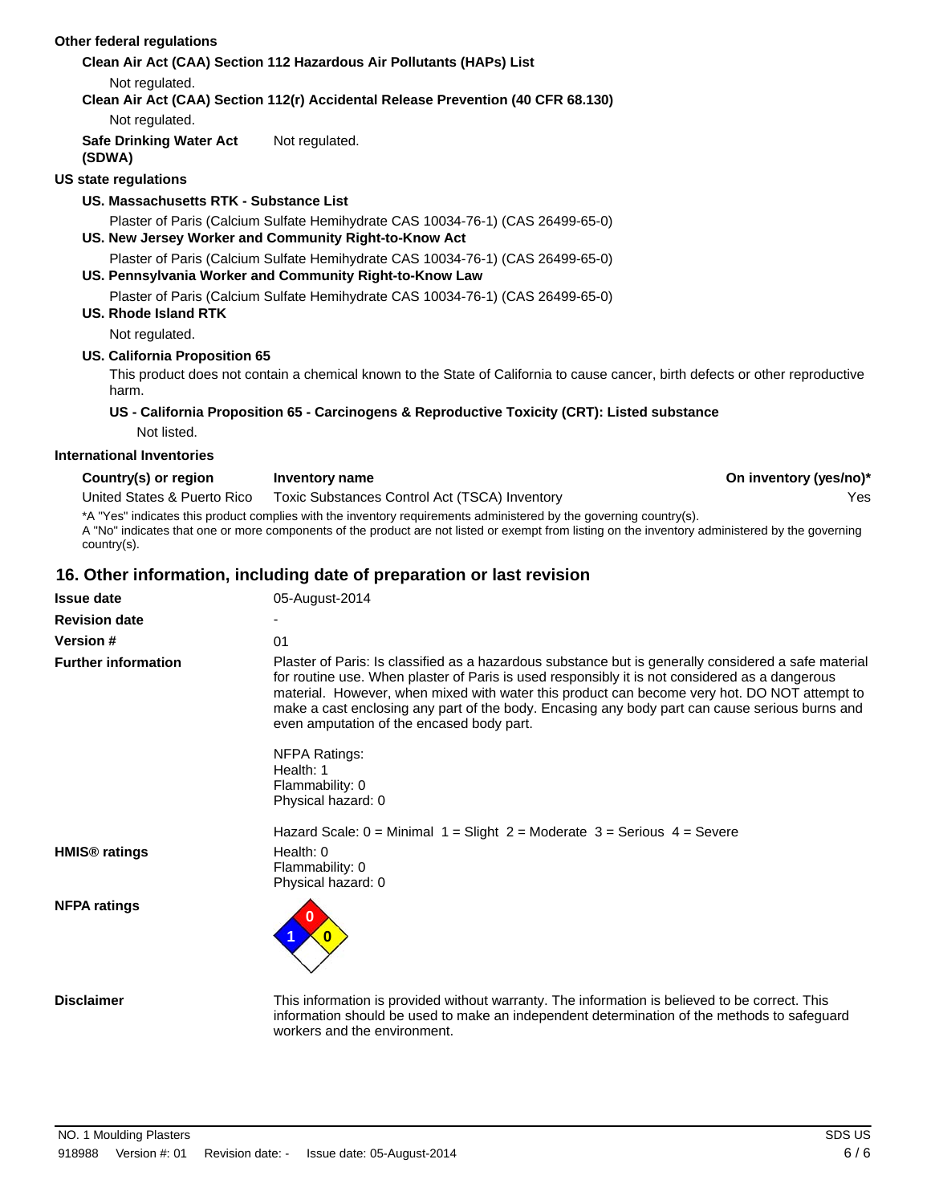**Other federal regulations**

**Clean Air Act (CAA) Section 112 Hazardous Air Pollutants (HAPs) List**

Not regulated.

**Clean Air Act (CAA) Section 112(r) Accidental Release Prevention (40 CFR 68.130)**

Not regulated.

**Safe Drinking Water Act (SDWA)** Not regulated.

**US state regulations**

**US. Massachusetts RTK - Substance List**

Plaster of Paris (Calcium Sulfate Hemihydrate CAS 10034-76-1) (CAS 26499-65-0)

**US. New Jersey Worker and Community Right-to-Know Act**

Plaster of Paris (Calcium Sulfate Hemihydrate CAS 10034-76-1) (CAS 26499-65-0)

**US. Pennsylvania Worker and Community Right-to-Know Law**

Plaster of Paris (Calcium Sulfate Hemihydrate CAS 10034-76-1) (CAS 26499-65-0)

**US. Rhode Island RTK**

Not regulated.

**US. California Proposition 65**

This product does not contain a chemical known to the State of California to cause cancer, birth defects or other reproductive harm.

**US - California Proposition 65 - Carcinogens & Reproductive Toxicity (CRT): Listed substance**

Not listed.

**International Inventories**

| Country(s) or region | Inventory name | On inventory (yes/no)* |
|---|---|---|
| United States & Puerto Rico | Toxic Substances Control Act (TSCA) Inventory | Yes |

*A "Yes" indicates this product complies with the inventory requirements administered by the governing country(s).
A "No" indicates that one or more components of the product are not listed or exempt from listing on the inventory administered by the governing country(s).

## 16. Other information, including date of preparation or last revision

**Issue date** 05-August-2014

**Revision date** -

**Version #** 01

**Further information** Plaster of Paris: Is classified as a hazardous substance but is generally considered a safe material for routine use. When plaster of Paris is used responsibly it is not considered as a dangerous material. However, when mixed with water this product can become very hot. DO NOT attempt to make a cast enclosing any part of the body. Encasing any body part can cause serious burns and even amputation of the encased body part.

NFPA Ratings:
Health: 1
Flammability: 0
Physical hazard: 0

Hazard Scale: 0 = Minimal 1 = Slight 2 = Moderate 3 = Serious 4 = Severe

**HMIS® ratings**
Health: 0
Flammability: 0
Physical hazard: 0

**NFPA ratings**

0
1 0

**Disclaimer** This information is provided without warranty. The information is believed to be correct. This information should be used to make an independent determination of the methods to safeguard workers and the environment.